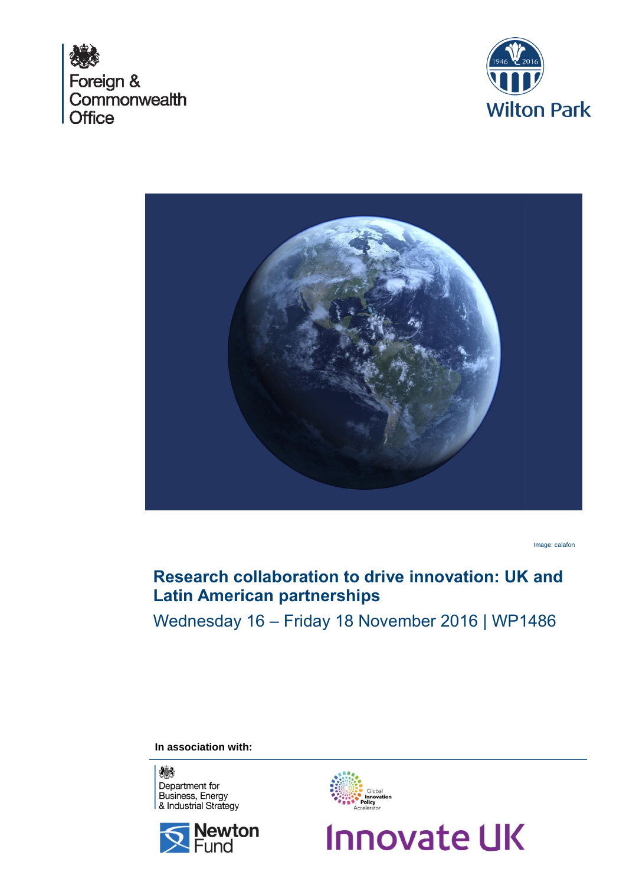Foreign & Commonwealth Office

Wilton Park

Image: calafon

# Research collaboration to drive innovation: UK and Latin American partnerships

Wednesday 16 – Friday 18 November 2016 | WP1486

**In association with:**

Department for Business, Energy & Industrial Strategy

Global Innovation Policy Accelerator

Newton Fund

Innovate UK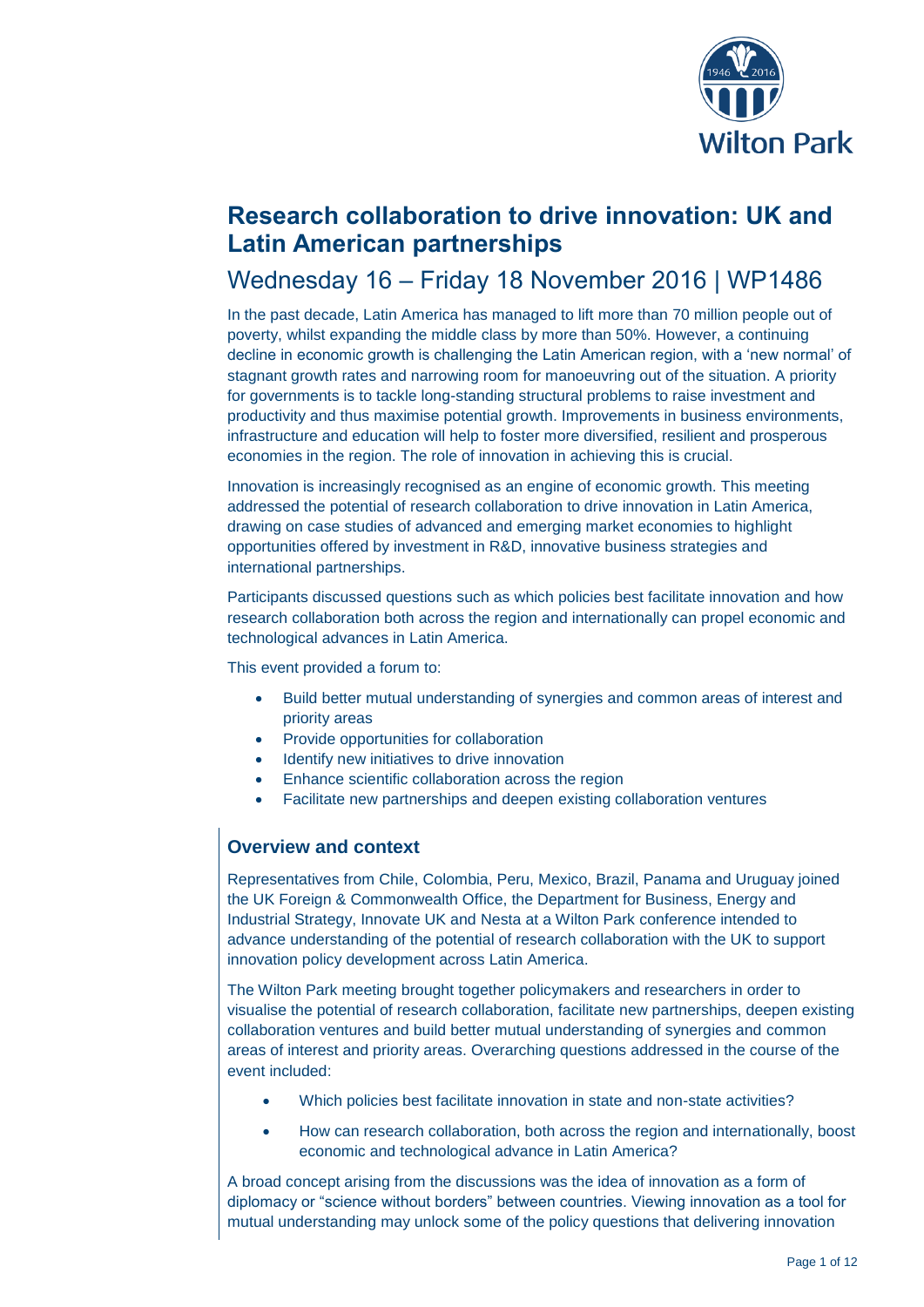# Research collaboration to drive innovation: UK and Latin American partnerships

## Wednesday 16 – Friday 18 November 2016 | WP1486

In the past decade, Latin America has managed to lift more than 70 million people out of poverty, whilst expanding the middle class by more than 50%. However, a continuing decline in economic growth is challenging the Latin American region, with a 'new normal' of stagnant growth rates and narrowing room for manoeuvring out of the situation. A priority for governments is to tackle long-standing structural problems to raise investment and productivity and thus maximise potential growth. Improvements in business environments, infrastructure and education will help to foster more diversified, resilient and prosperous economies in the region. The role of innovation in achieving this is crucial.

Innovation is increasingly recognised as an engine of economic growth. This meeting addressed the potential of research collaboration to drive innovation in Latin America, drawing on case studies of advanced and emerging market economies to highlight opportunities offered by investment in R&D, innovative business strategies and international partnerships.

Participants discussed questions such as which policies best facilitate innovation and how research collaboration both across the region and internationally can propel economic and technological advances in Latin America.

This event provided a forum to:

- Build better mutual understanding of synergies and common areas of interest and priority areas
- Provide opportunities for collaboration
- Identify new initiatives to drive innovation
- Enhance scientific collaboration across the region
- Facilitate new partnerships and deepen existing collaboration ventures

### Overview and context

Representatives from Chile, Colombia, Peru, Mexico, Brazil, Panama and Uruguay joined the UK Foreign & Commonwealth Office, the Department for Business, Energy and Industrial Strategy, Innovate UK and Nesta at a Wilton Park conference intended to advance understanding of the potential of research collaboration with the UK to support innovation policy development across Latin America.

The Wilton Park meeting brought together policymakers and researchers in order to visualise the potential of research collaboration, facilitate new partnerships, deepen existing collaboration ventures and build better mutual understanding of synergies and common areas of interest and priority areas. Overarching questions addressed in the course of the event included:

- Which policies best facilitate innovation in state and non-state activities?
- How can research collaboration, both across the region and internationally, boost economic and technological advance in Latin America?

A broad concept arising from the discussions was the idea of innovation as a form of diplomacy or "science without borders" between countries. Viewing innovation as a tool for mutual understanding may unlock some of the policy questions that delivering innovation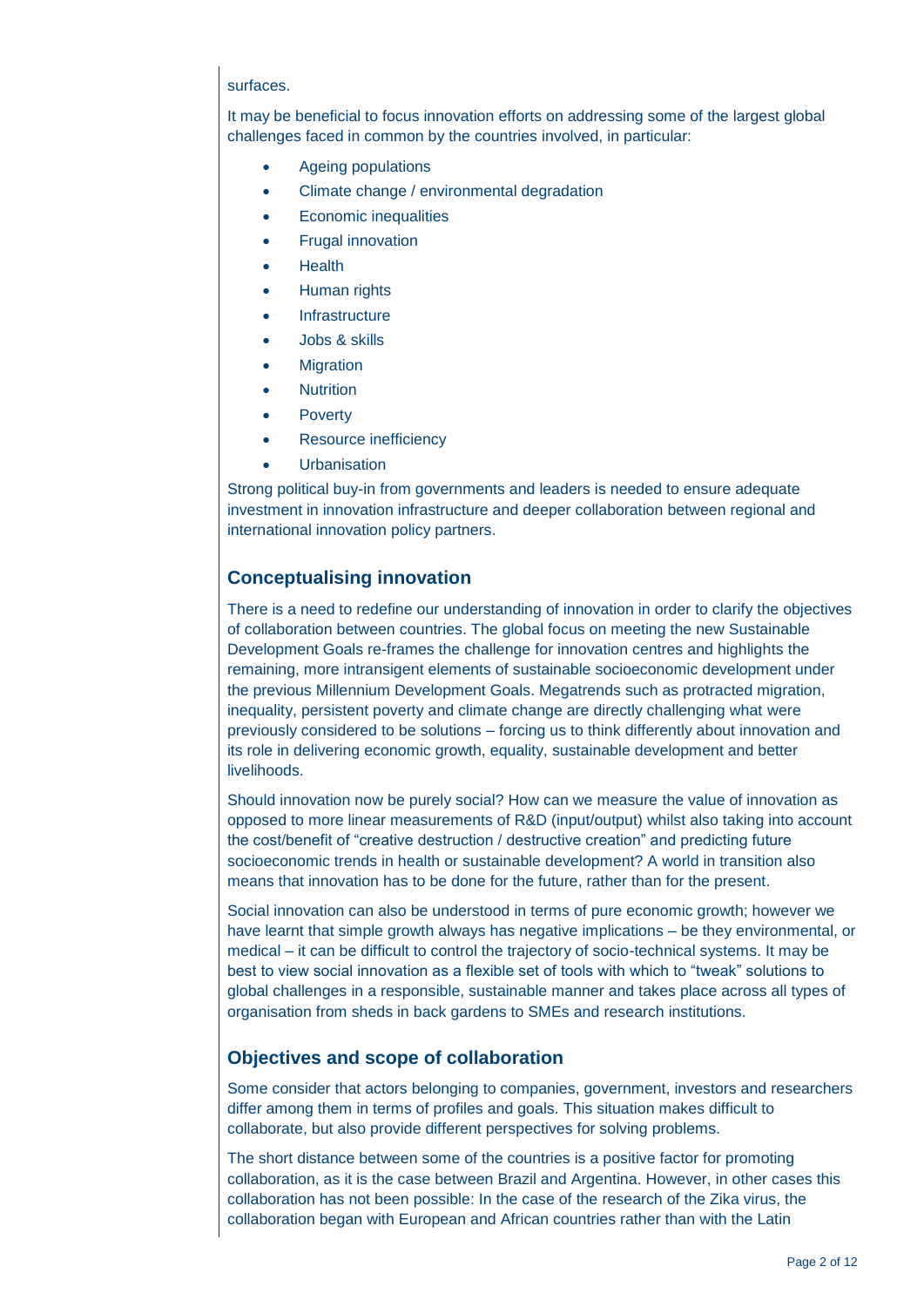surfaces.

It may be beneficial to focus innovation efforts on addressing some of the largest global challenges faced in common by the countries involved, in particular:

- Ageing populations
- Climate change / environmental degradation
- Economic inequalities
- Frugal innovation
- Health
- Human rights
- Infrastructure
- Jobs & skills
- Migration
- Nutrition
- Poverty
- Resource inefficiency
- Urbanisation

Strong political buy-in from governments and leaders is needed to ensure adequate investment in innovation infrastructure and deeper collaboration between regional and international innovation policy partners.

## Conceptualising innovation

There is a need to redefine our understanding of innovation in order to clarify the objectives of collaboration between countries. The global focus on meeting the new Sustainable Development Goals re-frames the challenge for innovation centres and highlights the remaining, more intransigent elements of sustainable socioeconomic development under the previous Millennium Development Goals. Megatrends such as protracted migration, inequality, persistent poverty and climate change are directly challenging what were previously considered to be solutions – forcing us to think differently about innovation and its role in delivering economic growth, equality, sustainable development and better livelihoods.

Should innovation now be purely social? How can we measure the value of innovation as opposed to more linear measurements of R&D (input/output) whilst also taking into account the cost/benefit of "creative destruction / destructive creation" and predicting future socioeconomic trends in health or sustainable development? A world in transition also means that innovation has to be done for the future, rather than for the present.

Social innovation can also be understood in terms of pure economic growth; however we have learnt that simple growth always has negative implications – be they environmental, or medical – it can be difficult to control the trajectory of socio-technical systems. It may be best to view social innovation as a flexible set of tools with which to "tweak" solutions to global challenges in a responsible, sustainable manner and takes place across all types of organisation from sheds in back gardens to SMEs and research institutions.

## Objectives and scope of collaboration

Some consider that actors belonging to companies, government, investors and researchers differ among them in terms of profiles and goals. This situation makes difficult to collaborate, but also provide different perspectives for solving problems.

The short distance between some of the countries is a positive factor for promoting collaboration, as it is the case between Brazil and Argentina. However, in other cases this collaboration has not been possible: In the case of the research of the Zika virus, the collaboration began with European and African countries rather than with the Latin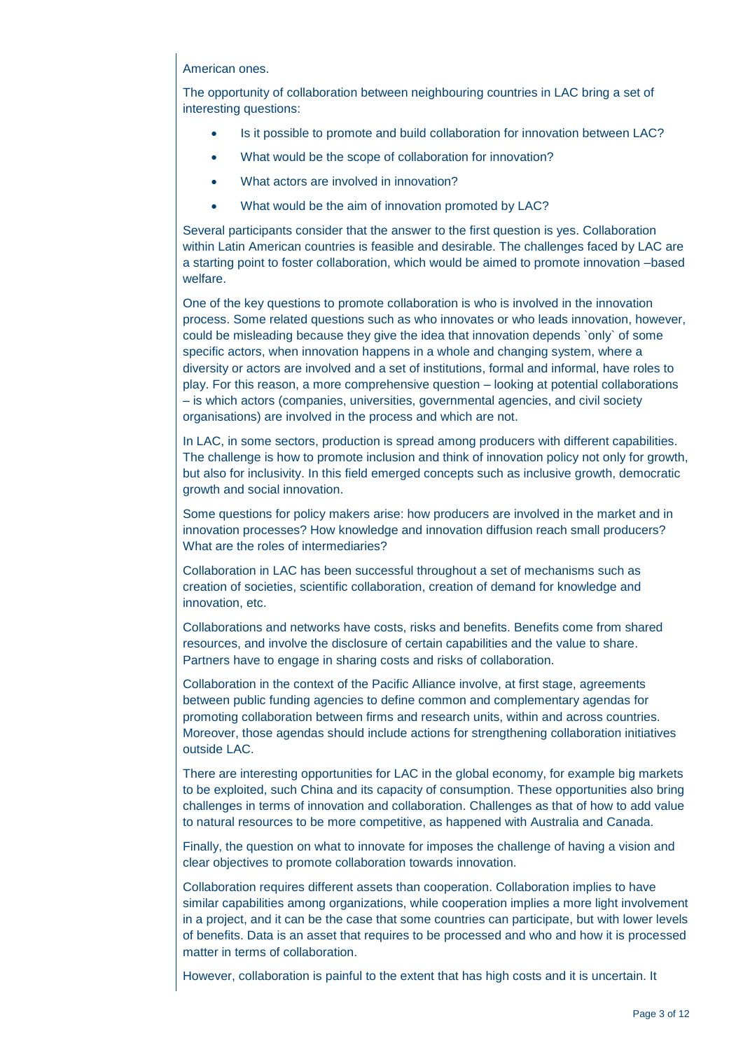American ones.

The opportunity of collaboration between neighbouring countries in LAC bring a set of interesting questions:

- Is it possible to promote and build collaboration for innovation between LAC?
- What would be the scope of collaboration for innovation?
- What actors are involved in innovation?
- What would be the aim of innovation promoted by LAC?

Several participants consider that the answer to the first question is yes. Collaboration within Latin American countries is feasible and desirable. The challenges faced by LAC are a starting point to foster collaboration, which would be aimed to promote innovation –based welfare.

One of the key questions to promote collaboration is who is involved in the innovation process. Some related questions such as who innovates or who leads innovation, however, could be misleading because they give the idea that innovation depends `only` of some specific actors, when innovation happens in a whole and changing system, where a diversity or actors are involved and a set of institutions, formal and informal, have roles to play. For this reason, a more comprehensive question – looking at potential collaborations – is which actors (companies, universities, governmental agencies, and civil society organisations) are involved in the process and which are not.

In LAC, in some sectors, production is spread among producers with different capabilities. The challenge is how to promote inclusion and think of innovation policy not only for growth, but also for inclusivity. In this field emerged concepts such as inclusive growth, democratic growth and social innovation.

Some questions for policy makers arise: how producers are involved in the market and in innovation processes? How knowledge and innovation diffusion reach small producers? What are the roles of intermediaries?

Collaboration in LAC has been successful throughout a set of mechanisms such as creation of societies, scientific collaboration, creation of demand for knowledge and innovation, etc.

Collaborations and networks have costs, risks and benefits. Benefits come from shared resources, and involve the disclosure of certain capabilities and the value to share. Partners have to engage in sharing costs and risks of collaboration.

Collaboration in the context of the Pacific Alliance involve, at first stage, agreements between public funding agencies to define common and complementary agendas for promoting collaboration between firms and research units, within and across countries. Moreover, those agendas should include actions for strengthening collaboration initiatives outside LAC.

There are interesting opportunities for LAC in the global economy, for example big markets to be exploited, such China and its capacity of consumption. These opportunities also bring challenges in terms of innovation and collaboration. Challenges as that of how to add value to natural resources to be more competitive, as happened with Australia and Canada.

Finally, the question on what to innovate for imposes the challenge of having a vision and clear objectives to promote collaboration towards innovation.

Collaboration requires different assets than cooperation. Collaboration implies to have similar capabilities among organizations, while cooperation implies a more light involvement in a project, and it can be the case that some countries can participate, but with lower levels of benefits. Data is an asset that requires to be processed and who and how it is processed matter in terms of collaboration.

However, collaboration is painful to the extent that has high costs and it is uncertain. It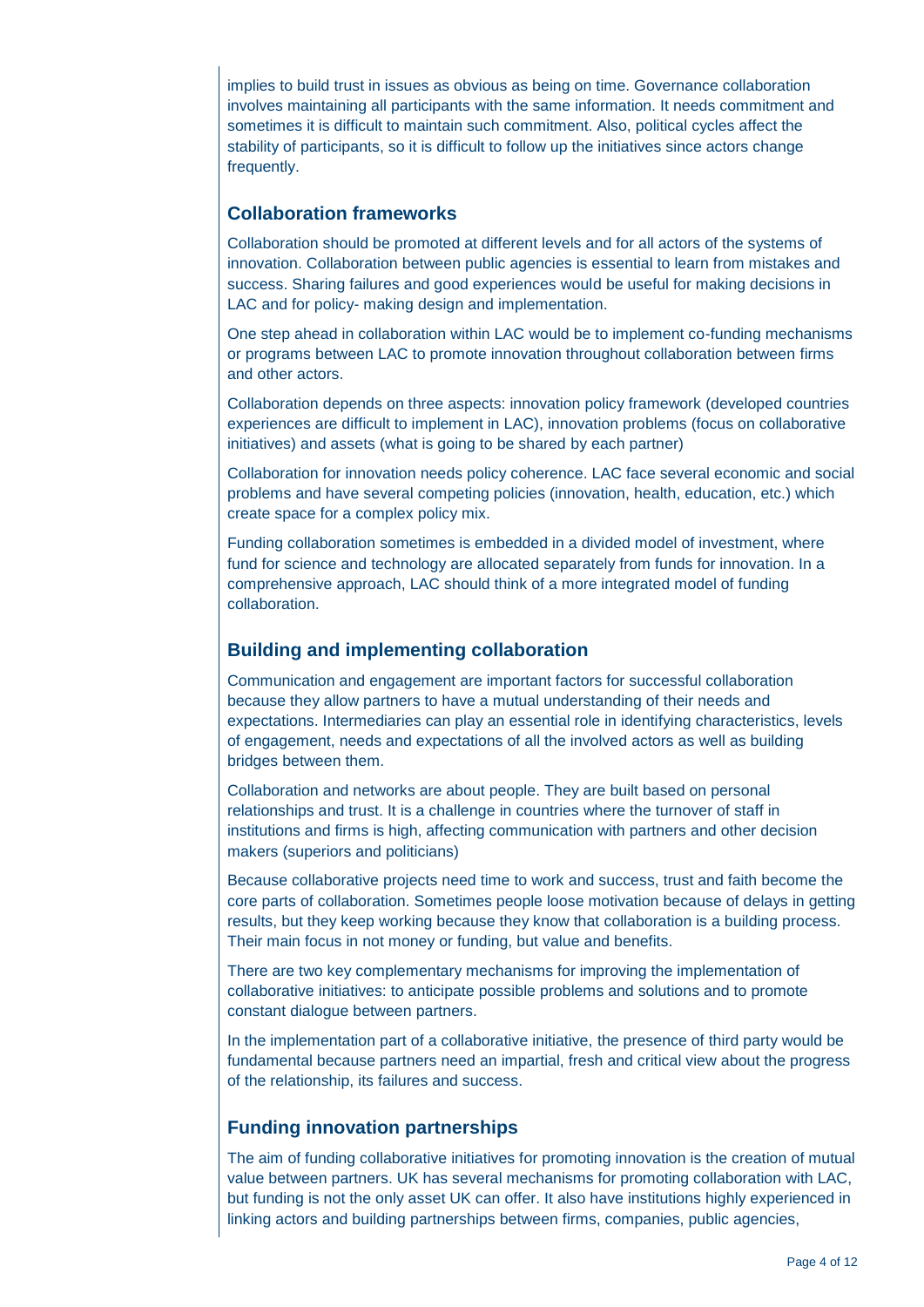implies to build trust in issues as obvious as being on time. Governance collaboration involves maintaining all participants with the same information. It needs commitment and sometimes it is difficult to maintain such commitment. Also, political cycles affect the stability of participants, so it is difficult to follow up the initiatives since actors change frequently.

## Collaboration frameworks

Collaboration should be promoted at different levels and for all actors of the systems of innovation. Collaboration between public agencies is essential to learn from mistakes and success. Sharing failures and good experiences would be useful for making decisions in LAC and for policy- making design and implementation.

One step ahead in collaboration within LAC would be to implement co-funding mechanisms or programs between LAC to promote innovation throughout collaboration between firms and other actors.

Collaboration depends on three aspects: innovation policy framework (developed countries experiences are difficult to implement in LAC), innovation problems (focus on collaborative initiatives) and assets (what is going to be shared by each partner)

Collaboration for innovation needs policy coherence. LAC face several economic and social problems and have several competing policies (innovation, health, education, etc.) which create space for a complex policy mix.

Funding collaboration sometimes is embedded in a divided model of investment, where fund for science and technology are allocated separately from funds for innovation. In a comprehensive approach, LAC should think of a more integrated model of funding collaboration.

## Building and implementing collaboration

Communication and engagement are important factors for successful collaboration because they allow partners to have a mutual understanding of their needs and expectations. Intermediaries can play an essential role in identifying characteristics, levels of engagement, needs and expectations of all the involved actors as well as building bridges between them.

Collaboration and networks are about people. They are built based on personal relationships and trust. It is a challenge in countries where the turnover of staff in institutions and firms is high, affecting communication with partners and other decision makers (superiors and politicians)

Because collaborative projects need time to work and success, trust and faith become the core parts of collaboration. Sometimes people loose motivation because of delays in getting results, but they keep working because they know that collaboration is a building process. Their main focus in not money or funding, but value and benefits.

There are two key complementary mechanisms for improving the implementation of collaborative initiatives: to anticipate possible problems and solutions and to promote constant dialogue between partners.

In the implementation part of a collaborative initiative, the presence of third party would be fundamental because partners need an impartial, fresh and critical view about the progress of the relationship, its failures and success.

## Funding innovation partnerships

The aim of funding collaborative initiatives for promoting innovation is the creation of mutual value between partners. UK has several mechanisms for promoting collaboration with LAC, but funding is not the only asset UK can offer. It also have institutions highly experienced in linking actors and building partnerships between firms, companies, public agencies,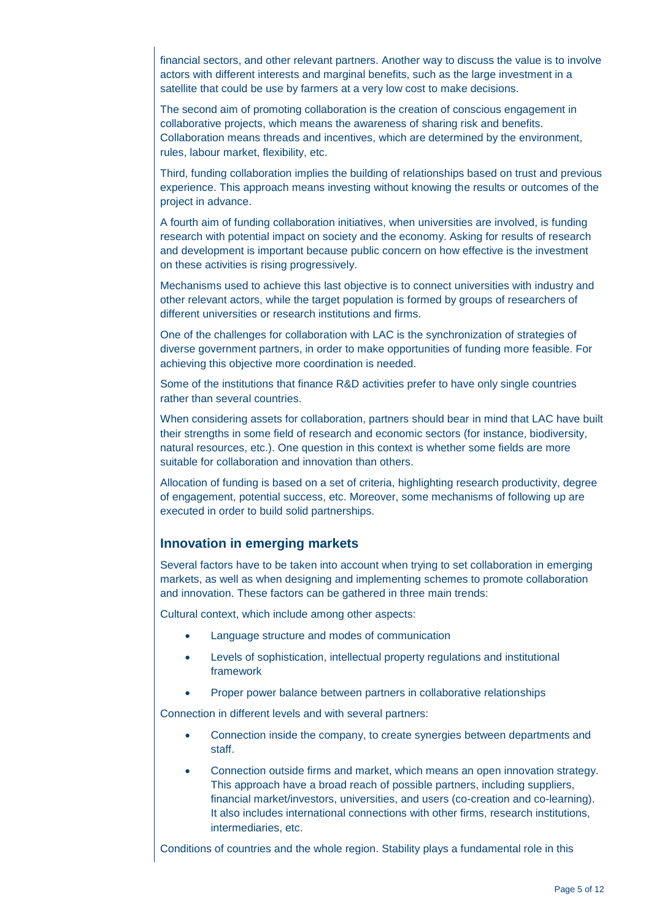financial sectors, and other relevant partners. Another way to discuss the value is to involve actors with different interests and marginal benefits, such as the large investment in a satellite that could be use by farmers at a very low cost to make decisions.

The second aim of promoting collaboration is the creation of conscious engagement in collaborative projects, which means the awareness of sharing risk and benefits. Collaboration means threads and incentives, which are determined by the environment, rules, labour market, flexibility, etc.

Third, funding collaboration implies the building of relationships based on trust and previous experience. This approach means investing without knowing the results or outcomes of the project in advance.

A fourth aim of funding collaboration initiatives, when universities are involved, is funding research with potential impact on society and the economy. Asking for results of research and development is important because public concern on how effective is the investment on these activities is rising progressively.

Mechanisms used to achieve this last objective is to connect universities with industry and other relevant actors, while the target population is formed by groups of researchers of different universities or research institutions and firms.

One of the challenges for collaboration with LAC is the synchronization of strategies of diverse government partners, in order to make opportunities of funding more feasible. For achieving this objective more coordination is needed.

Some of the institutions that finance R&D activities prefer to have only single countries rather than several countries.

When considering assets for collaboration, partners should bear in mind that LAC have built their strengths in some field of research and economic sectors (for instance, biodiversity, natural resources, etc.). One question in this context is whether some fields are more suitable for collaboration and innovation than others.

Allocation of funding is based on a set of criteria, highlighting research productivity, degree of engagement, potential success, etc. Moreover, some mechanisms of following up are executed in order to build solid partnerships.

## Innovation in emerging markets

Several factors have to be taken into account when trying to set collaboration in emerging markets, as well as when designing and implementing schemes to promote collaboration and innovation. These factors can be gathered in three main trends:

Cultural context, which include among other aspects:

- Language structure and modes of communication
- Levels of sophistication, intellectual property regulations and institutional framework
- Proper power balance between partners in collaborative relationships

Connection in different levels and with several partners:

- Connection inside the company, to create synergies between departments and staff.
- Connection outside firms and market, which means an open innovation strategy. This approach have a broad reach of possible partners, including suppliers, financial market/investors, universities, and users (co-creation and co-learning). It also includes international connections with other firms, research institutions, intermediaries, etc.

Conditions of countries and the whole region. Stability plays a fundamental role in this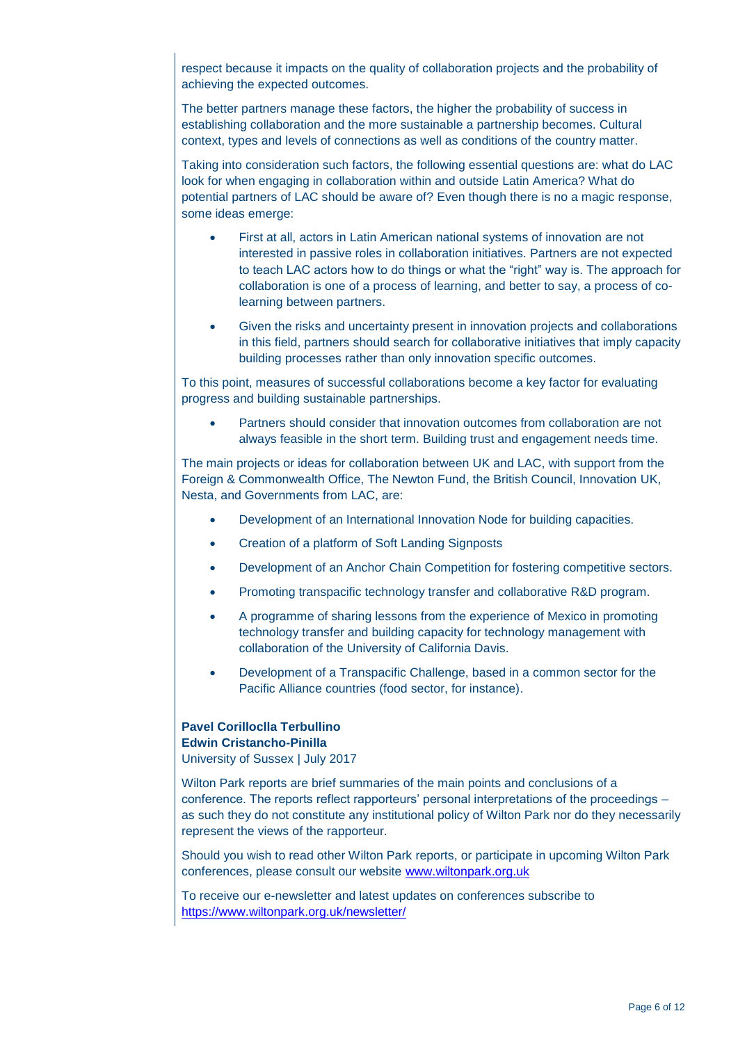respect because it impacts on the quality of collaboration projects and the probability of achieving the expected outcomes.

The better partners manage these factors, the higher the probability of success in establishing collaboration and the more sustainable a partnership becomes. Cultural context, types and levels of connections as well as conditions of the country matter.

Taking into consideration such factors, the following essential questions are: what do LAC look for when engaging in collaboration within and outside Latin America? What do potential partners of LAC should be aware of? Even though there is no a magic response, some ideas emerge:

- First at all, actors in Latin American national systems of innovation are not interested in passive roles in collaboration initiatives. Partners are not expected to teach LAC actors how to do things or what the "right" way is. The approach for collaboration is one of a process of learning, and better to say, a process of co-learning between partners.
- Given the risks and uncertainty present in innovation projects and collaborations in this field, partners should search for collaborative initiatives that imply capacity building processes rather than only innovation specific outcomes.

To this point, measures of successful collaborations become a key factor for evaluating progress and building sustainable partnerships.

- Partners should consider that innovation outcomes from collaboration are not always feasible in the short term. Building trust and engagement needs time.

The main projects or ideas for collaboration between UK and LAC, with support from the Foreign & Commonwealth Office, The Newton Fund, the British Council, Innovation UK, Nesta, and Governments from LAC, are:

- Development of an International Innovation Node for building capacities.
- Creation of a platform of Soft Landing Signposts
- Development of an Anchor Chain Competition for fostering competitive sectors.
- Promoting transpacific technology transfer and collaborative R&D program.
- A programme of sharing lessons from the experience of Mexico in promoting technology transfer and building capacity for technology management with collaboration of the University of California Davis.
- Development of a Transpacific Challenge, based in a common sector for the Pacific Alliance countries (food sector, for instance).

**Pavel Corilloclla Terbullino**
**Edwin Cristancho-Pinilla**
University of Sussex | July 2017

Wilton Park reports are brief summaries of the main points and conclusions of a conference. The reports reflect rapporteurs' personal interpretations of the proceedings – as such they do not constitute any institutional policy of Wilton Park nor do they necessarily represent the views of the rapporteur.

Should you wish to read other Wilton Park reports, or participate in upcoming Wilton Park conferences, please consult our website [www.wiltonpark.org.uk](http://www.wiltonpark.org.uk)

To receive our e-newsletter and latest updates on conferences subscribe to [https://www.wiltonpark.org.uk/newsletter/](https://www.wiltonpark.org.uk/newsletter/)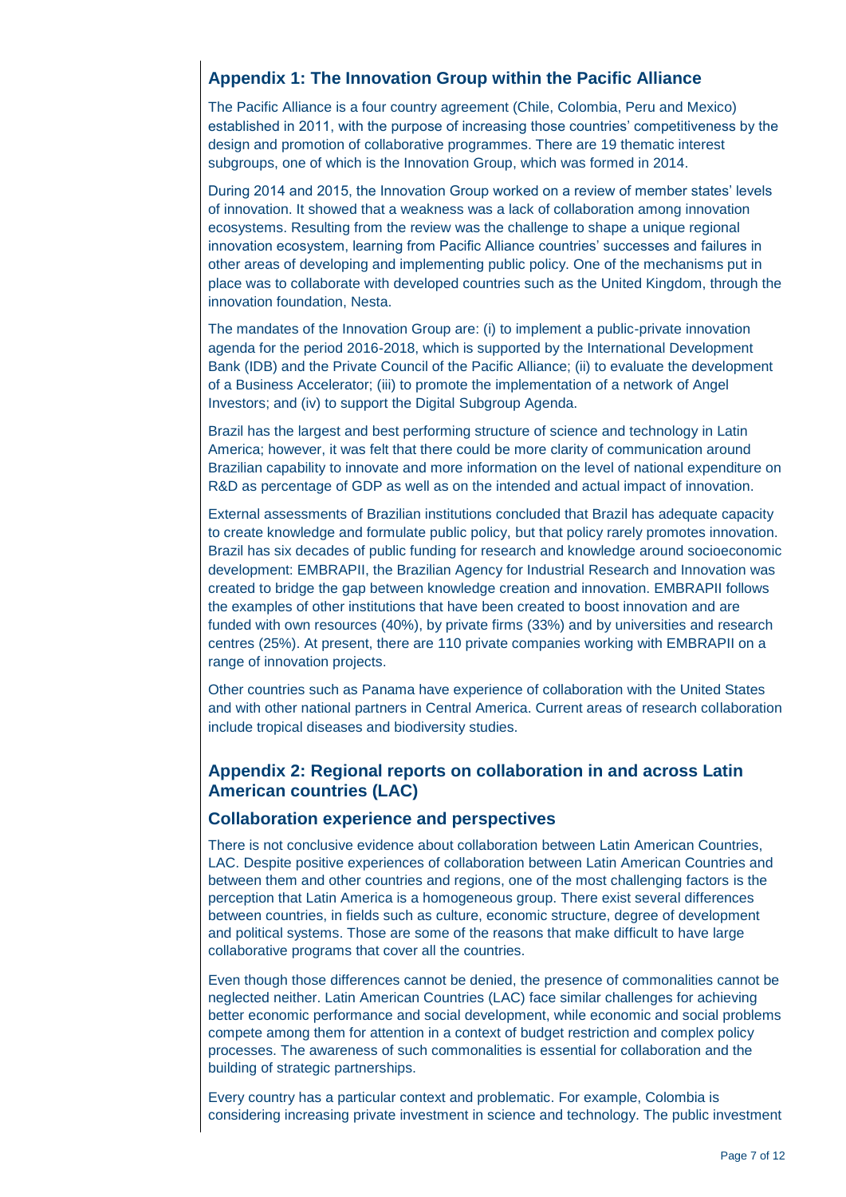## Appendix 1: The Innovation Group within the Pacific Alliance

The Pacific Alliance is a four country agreement (Chile, Colombia, Peru and Mexico) established in 2011, with the purpose of increasing those countries' competitiveness by the design and promotion of collaborative programmes. There are 19 thematic interest subgroups, one of which is the Innovation Group, which was formed in 2014.

During 2014 and 2015, the Innovation Group worked on a review of member states' levels of innovation. It showed that a weakness was a lack of collaboration among innovation ecosystems. Resulting from the review was the challenge to shape a unique regional innovation ecosystem, learning from Pacific Alliance countries' successes and failures in other areas of developing and implementing public policy. One of the mechanisms put in place was to collaborate with developed countries such as the United Kingdom, through the innovation foundation, Nesta.

The mandates of the Innovation Group are: (i) to implement a public-private innovation agenda for the period 2016-2018, which is supported by the International Development Bank (IDB) and the Private Council of the Pacific Alliance; (ii) to evaluate the development of a Business Accelerator; (iii) to promote the implementation of a network of Angel Investors; and (iv) to support the Digital Subgroup Agenda.

Brazil has the largest and best performing structure of science and technology in Latin America; however, it was felt that there could be more clarity of communication around Brazilian capability to innovate and more information on the level of national expenditure on R&D as percentage of GDP as well as on the intended and actual impact of innovation.

External assessments of Brazilian institutions concluded that Brazil has adequate capacity to create knowledge and formulate public policy, but that policy rarely promotes innovation. Brazil has six decades of public funding for research and knowledge around socioeconomic development: EMBRAPII, the Brazilian Agency for Industrial Research and Innovation was created to bridge the gap between knowledge creation and innovation. EMBRAPII follows the examples of other institutions that have been created to boost innovation and are funded with own resources (40%), by private firms (33%) and by universities and research centres (25%). At present, there are 110 private companies working with EMBRAPII on a range of innovation projects.

Other countries such as Panama have experience of collaboration with the United States and with other national partners in Central America. Current areas of research collaboration include tropical diseases and biodiversity studies.

## Appendix 2: Regional reports on collaboration in and across Latin American countries (LAC)

### Collaboration experience and perspectives

There is not conclusive evidence about collaboration between Latin American Countries, LAC. Despite positive experiences of collaboration between Latin American Countries and between them and other countries and regions, one of the most challenging factors is the perception that Latin America is a homogeneous group. There exist several differences between countries, in fields such as culture, economic structure, degree of development and political systems. Those are some of the reasons that make difficult to have large collaborative programs that cover all the countries.

Even though those differences cannot be denied, the presence of commonalities cannot be neglected neither. Latin American Countries (LAC) face similar challenges for achieving better economic performance and social development, while economic and social problems compete among them for attention in a context of budget restriction and complex policy processes. The awareness of such commonalities is essential for collaboration and the building of strategic partnerships.

Every country has a particular context and problematic. For example, Colombia is considering increasing private investment in science and technology. The public investment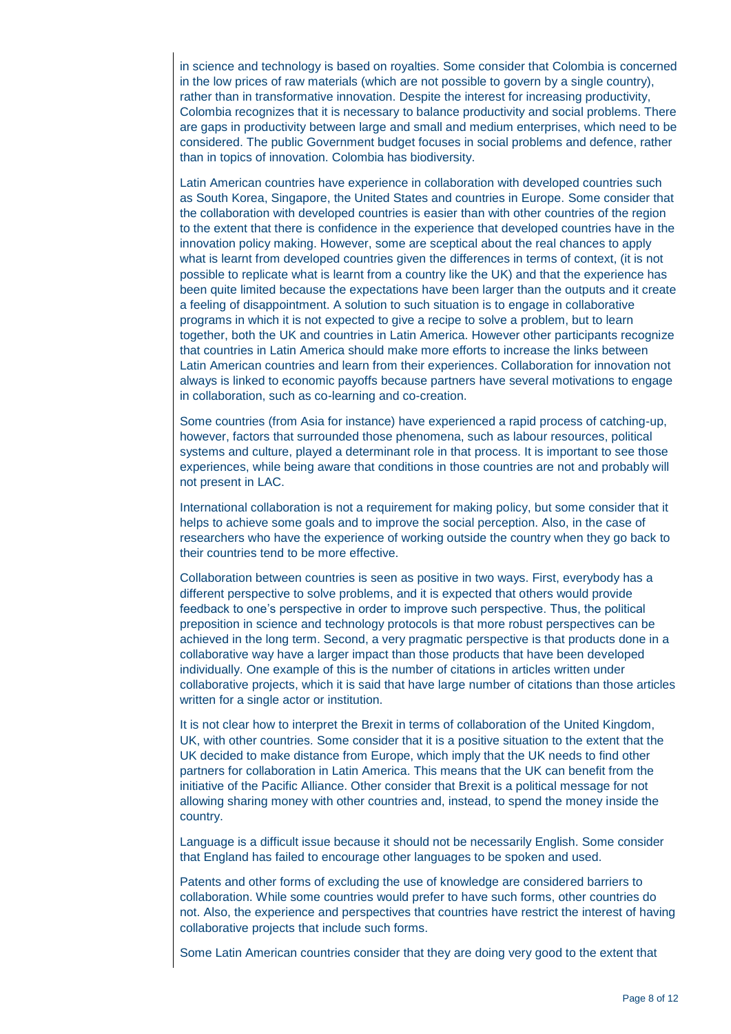in science and technology is based on royalties. Some consider that Colombia is concerned in the low prices of raw materials (which are not possible to govern by a single country), rather than in transformative innovation. Despite the interest for increasing productivity, Colombia recognizes that it is necessary to balance productivity and social problems. There are gaps in productivity between large and small and medium enterprises, which need to be considered. The public Government budget focuses in social problems and defence, rather than in topics of innovation. Colombia has biodiversity.

Latin American countries have experience in collaboration with developed countries such as South Korea, Singapore, the United States and countries in Europe. Some consider that the collaboration with developed countries is easier than with other countries of the region to the extent that there is confidence in the experience that developed countries have in the innovation policy making. However, some are sceptical about the real chances to apply what is learnt from developed countries given the differences in terms of context, (it is not possible to replicate what is learnt from a country like the UK) and that the experience has been quite limited because the expectations have been larger than the outputs and it create a feeling of disappointment. A solution to such situation is to engage in collaborative programs in which it is not expected to give a recipe to solve a problem, but to learn together, both the UK and countries in Latin America. However other participants recognize that countries in Latin America should make more efforts to increase the links between Latin American countries and learn from their experiences. Collaboration for innovation not always is linked to economic payoffs because partners have several motivations to engage in collaboration, such as co-learning and co-creation.

Some countries (from Asia for instance) have experienced a rapid process of catching-up, however, factors that surrounded those phenomena, such as labour resources, political systems and culture, played a determinant role in that process. It is important to see those experiences, while being aware that conditions in those countries are not and probably will not present in LAC.

International collaboration is not a requirement for making policy, but some consider that it helps to achieve some goals and to improve the social perception. Also, in the case of researchers who have the experience of working outside the country when they go back to their countries tend to be more effective.

Collaboration between countries is seen as positive in two ways. First, everybody has a different perspective to solve problems, and it is expected that others would provide feedback to one's perspective in order to improve such perspective. Thus, the political preposition in science and technology protocols is that more robust perspectives can be achieved in the long term. Second, a very pragmatic perspective is that products done in a collaborative way have a larger impact than those products that have been developed individually. One example of this is the number of citations in articles written under collaborative projects, which it is said that have large number of citations than those articles written for a single actor or institution.

It is not clear how to interpret the Brexit in terms of collaboration of the United Kingdom, UK, with other countries. Some consider that it is a positive situation to the extent that the UK decided to make distance from Europe, which imply that the UK needs to find other partners for collaboration in Latin America. This means that the UK can benefit from the initiative of the Pacific Alliance. Other consider that Brexit is a political message for not allowing sharing money with other countries and, instead, to spend the money inside the country.

Language is a difficult issue because it should not be necessarily English. Some consider that England has failed to encourage other languages to be spoken and used.

Patents and other forms of excluding the use of knowledge are considered barriers to collaboration. While some countries would prefer to have such forms, other countries do not. Also, the experience and perspectives that countries have restrict the interest of having collaborative projects that include such forms.

Some Latin American countries consider that they are doing very good to the extent that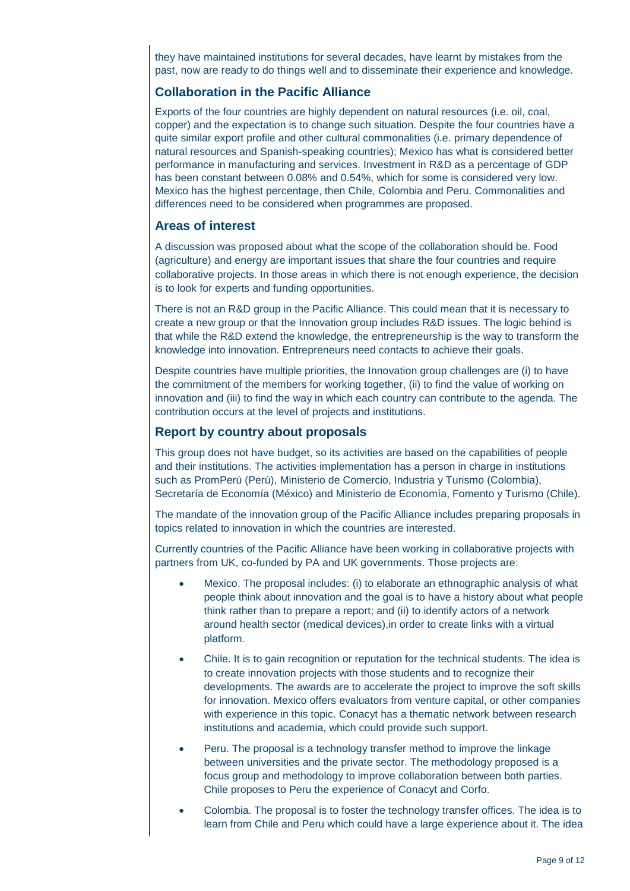they have maintained institutions for several decades, have learnt by mistakes from the past, now are ready to do things well and to disseminate their experience and knowledge.

## Collaboration in the Pacific Alliance

Exports of the four countries are highly dependent on natural resources (i.e. oil, coal, copper) and the expectation is to change such situation. Despite the four countries have a quite similar export profile and other cultural commonalities (i.e. primary dependence of natural resources and Spanish-speaking countries); Mexico has what is considered better performance in manufacturing and services. Investment in R&D as a percentage of GDP has been constant between 0.08% and 0.54%, which for some is considered very low. Mexico has the highest percentage, then Chile, Colombia and Peru. Commonalities and differences need to be considered when programmes are proposed.

## Areas of interest

A discussion was proposed about what the scope of the collaboration should be. Food (agriculture) and energy are important issues that share the four countries and require collaborative projects. In those areas in which there is not enough experience, the decision is to look for experts and funding opportunities.

There is not an R&D group in the Pacific Alliance. This could mean that it is necessary to create a new group or that the Innovation group includes R&D issues. The logic behind is that while the R&D extend the knowledge, the entrepreneurship is the way to transform the knowledge into innovation. Entrepreneurs need contacts to achieve their goals.

Despite countries have multiple priorities, the Innovation group challenges are (i) to have the commitment of the members for working together, (ii) to find the value of working on innovation and (iii) to find the way in which each country can contribute to the agenda. The contribution occurs at the level of projects and institutions.

## Report by country about proposals

This group does not have budget, so its activities are based on the capabilities of people and their institutions. The activities implementation has a person in charge in institutions such as PromPerú (Perú), Ministerio de Comercio, Industria y Turismo (Colombia), Secretaría de Economía (México) and Ministerio de Economía, Fomento y Turismo (Chile).

The mandate of the innovation group of the Pacific Alliance includes preparing proposals in topics related to innovation in which the countries are interested.

Currently countries of the Pacific Alliance have been working in collaborative projects with partners from UK, co-funded by PA and UK governments. Those projects are:

- Mexico. The proposal includes: (i) to elaborate an ethnographic analysis of what people think about innovation and the goal is to have a history about what people think rather than to prepare a report; and (ii) to identify actors of a network around health sector (medical devices),in order to create links with a virtual platform.
- Chile. It is to gain recognition or reputation for the technical students. The idea is to create innovation projects with those students and to recognize their developments. The awards are to accelerate the project to improve the soft skills for innovation. Mexico offers evaluators from venture capital, or other companies with experience in this topic. Conacyt has a thematic network between research institutions and academia, which could provide such support.
- Peru. The proposal is a technology transfer method to improve the linkage between universities and the private sector. The methodology proposed is a focus group and methodology to improve collaboration between both parties. Chile proposes to Peru the experience of Conacyt and Corfo.
- Colombia. The proposal is to foster the technology transfer offices. The idea is to learn from Chile and Peru which could have a large experience about it. The idea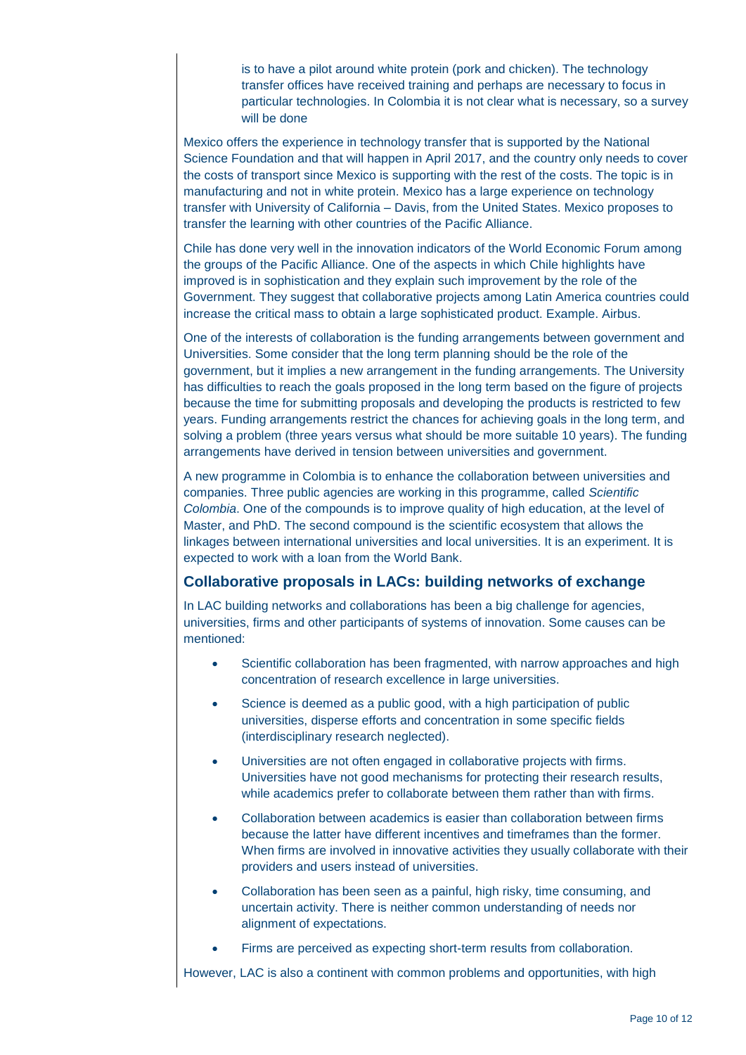is to have a pilot around white protein (pork and chicken). The technology transfer offices have received training and perhaps are necessary to focus in particular technologies. In Colombia it is not clear what is necessary, so a survey will be done

Mexico offers the experience in technology transfer that is supported by the National Science Foundation and that will happen in April 2017, and the country only needs to cover the costs of transport since Mexico is supporting with the rest of the costs. The topic is in manufacturing and not in white protein. Mexico has a large experience on technology transfer with University of California – Davis, from the United States. Mexico proposes to transfer the learning with other countries of the Pacific Alliance.

Chile has done very well in the innovation indicators of the World Economic Forum among the groups of the Pacific Alliance. One of the aspects in which Chile highlights have improved is in sophistication and they explain such improvement by the role of the Government. They suggest that collaborative projects among Latin America countries could increase the critical mass to obtain a large sophisticated product. Example. Airbus.

One of the interests of collaboration is the funding arrangements between government and Universities. Some consider that the long term planning should be the role of the government, but it implies a new arrangement in the funding arrangements. The University has difficulties to reach the goals proposed in the long term based on the figure of projects because the time for submitting proposals and developing the products is restricted to few years. Funding arrangements restrict the chances for achieving goals in the long term, and solving a problem (three years versus what should be more suitable 10 years). The funding arrangements have derived in tension between universities and government.

A new programme in Colombia is to enhance the collaboration between universities and companies. Three public agencies are working in this programme, called *Scientific Colombia*. One of the compounds is to improve quality of high education, at the level of Master, and PhD. The second compound is the scientific ecosystem that allows the linkages between international universities and local universities. It is an experiment. It is expected to work with a loan from the World Bank.

## Collaborative proposals in LACs: building networks of exchange

In LAC building networks and collaborations has been a big challenge for agencies, universities, firms and other participants of systems of innovation. Some causes can be mentioned:

- Scientific collaboration has been fragmented, with narrow approaches and high concentration of research excellence in large universities.
- Science is deemed as a public good, with a high participation of public universities, disperse efforts and concentration in some specific fields (interdisciplinary research neglected).
- Universities are not often engaged in collaborative projects with firms. Universities have not good mechanisms for protecting their research results, while academics prefer to collaborate between them rather than with firms.
- Collaboration between academics is easier than collaboration between firms because the latter have different incentives and timeframes than the former. When firms are involved in innovative activities they usually collaborate with their providers and users instead of universities.
- Collaboration has been seen as a painful, high risky, time consuming, and uncertain activity. There is neither common understanding of needs nor alignment of expectations.
- Firms are perceived as expecting short-term results from collaboration.

However, LAC is also a continent with common problems and opportunities, with high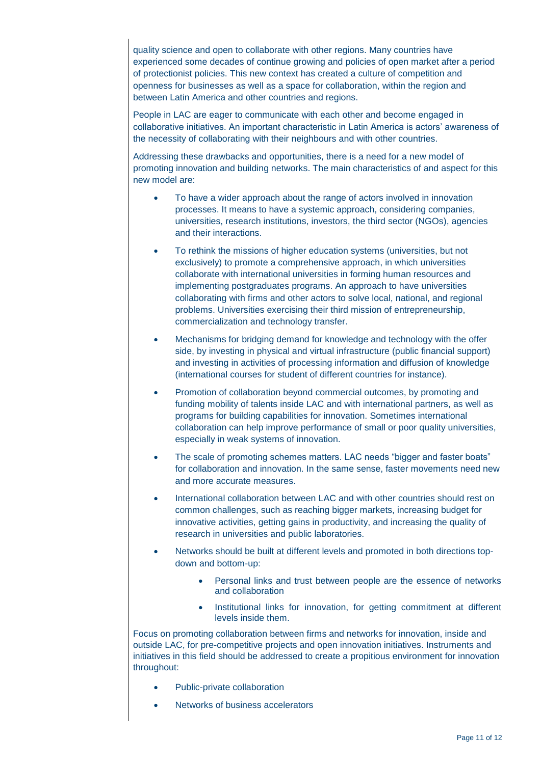quality science and open to collaborate with other regions. Many countries have experienced some decades of continue growing and policies of open market after a period of protectionist policies. This new context has created a culture of competition and openness for businesses as well as a space for collaboration, within the region and between Latin America and other countries and regions.

People in LAC are eager to communicate with each other and become engaged in collaborative initiatives. An important characteristic in Latin America is actors' awareness of the necessity of collaborating with their neighbours and with other countries.

Addressing these drawbacks and opportunities, there is a need for a new model of promoting innovation and building networks. The main characteristics of and aspect for this new model are:

- To have a wider approach about the range of actors involved in innovation processes. It means to have a systemic approach, considering companies, universities, research institutions, investors, the third sector (NGOs), agencies and their interactions.
- To rethink the missions of higher education systems (universities, but not exclusively) to promote a comprehensive approach, in which universities collaborate with international universities in forming human resources and implementing postgraduates programs. An approach to have universities collaborating with firms and other actors to solve local, national, and regional problems. Universities exercising their third mission of entrepreneurship, commercialization and technology transfer.
- Mechanisms for bridging demand for knowledge and technology with the offer side, by investing in physical and virtual infrastructure (public financial support) and investing in activities of processing information and diffusion of knowledge (international courses for student of different countries for instance).
- Promotion of collaboration beyond commercial outcomes, by promoting and funding mobility of talents inside LAC and with international partners, as well as programs for building capabilities for innovation. Sometimes international collaboration can help improve performance of small or poor quality universities, especially in weak systems of innovation.
- The scale of promoting schemes matters. LAC needs "bigger and faster boats" for collaboration and innovation. In the same sense, faster movements need new and more accurate measures.
- International collaboration between LAC and with other countries should rest on common challenges, such as reaching bigger markets, increasing budget for innovative activities, getting gains in productivity, and increasing the quality of research in universities and public laboratories.
- Networks should be built at different levels and promoted in both directions top-down and bottom-up:
    - Personal links and trust between people are the essence of networks and collaboration
    - Institutional links for innovation, for getting commitment at different levels inside them.

Focus on promoting collaboration between firms and networks for innovation, inside and outside LAC, for pre-competitive projects and open innovation initiatives. Instruments and initiatives in this field should be addressed to create a propitious environment for innovation throughout:

- Public-private collaboration
- Networks of business accelerators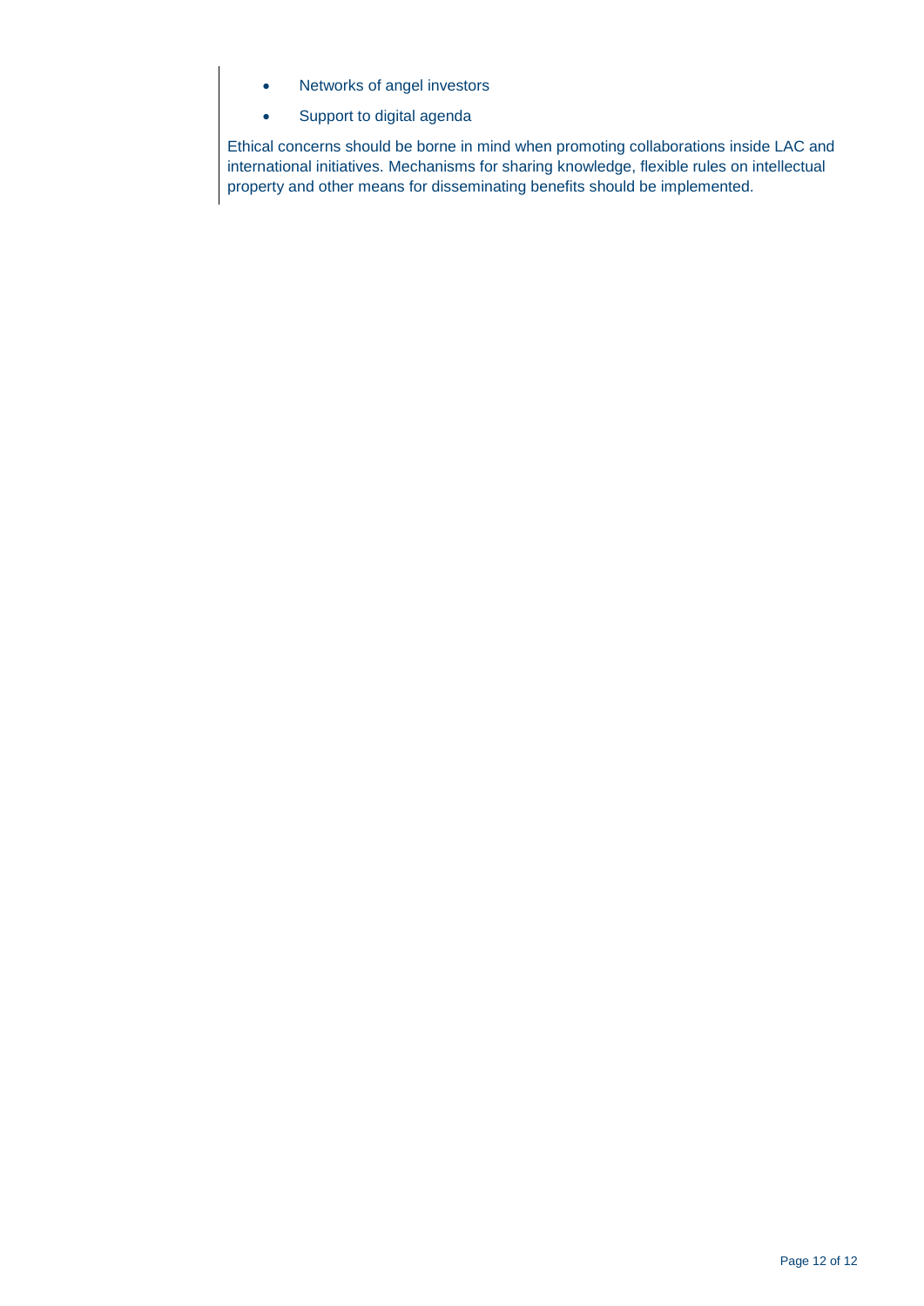- Networks of angel investors
- Support to digital agenda

Ethical concerns should be borne in mind when promoting collaborations inside LAC and international initiatives. Mechanisms for sharing knowledge, flexible rules on intellectual property and other means for disseminating benefits should be implemented.